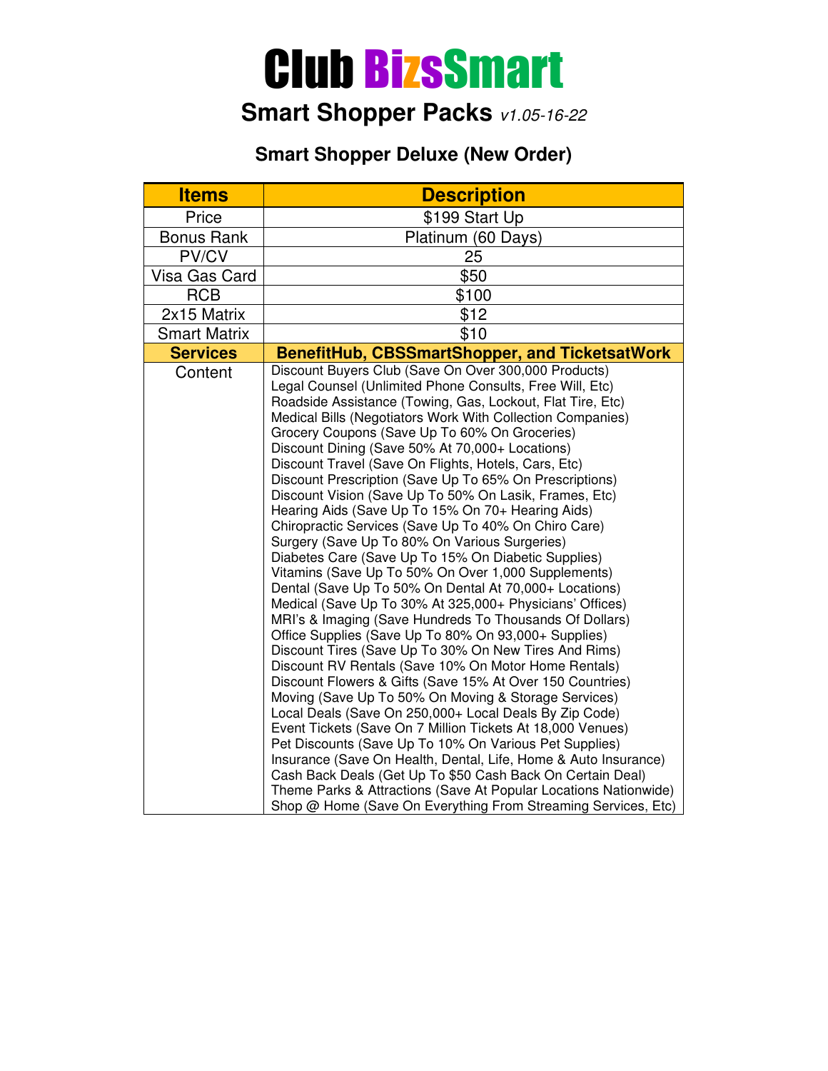# Club BizsSmart

## Smart Shopper Packs *v1.05-16-22*

### Smart Shopper Deluxe (New Order)

| Items | Description |
|---|---|
| Price | $199 Start Up |
| Bonus Rank | Platinum (60 Days) |
| PV/CV | 25 |
| Visa Gas Card | $50 |
| RCB | $100 |
| 2x15 Matrix | $12 |
| Smart Matrix | $10 |
| **Services** | **BenefitHub, CBSSmartShopper, and TicketsatWork** |
| Content | Discount Buyers Club (Save On Over 300,000 Products)<br>Legal Counsel (Unlimited Phone Consults, Free Will, Etc)<br>Roadside Assistance (Towing, Gas, Lockout, Flat Tire, Etc)<br>Medical Bills (Negotiators Work With Collection Companies)<br>Grocery Coupons (Save Up To 60% On Groceries)<br>Discount Dining (Save 50% At 70,000+ Locations)<br>Discount Travel (Save On Flights, Hotels, Cars, Etc)<br>Discount Prescription (Save Up To 65% On Prescriptions)<br>Discount Vision (Save Up To 50% On Lasik, Frames, Etc)<br>Hearing Aids (Save Up To 15% On 70+ Hearing Aids)<br>Chiropractic Services (Save Up To 40% On Chiro Care)<br>Surgery (Save Up To 80% On Various Surgeries)<br>Diabetes Care (Save Up To 15% On Diabetic Supplies)<br>Vitamins (Save Up To 50% On Over 1,000 Supplements)<br>Dental (Save Up To 50% On Dental At 70,000+ Locations)<br>Medical (Save Up To 30% At 325,000+ Physicians' Offices)<br>MRI's & Imaging (Save Hundreds To Thousands Of Dollars)<br>Office Supplies (Save Up To 80% On 93,000+ Supplies)<br>Discount Tires (Save Up To 30% On New Tires And Rims)<br>Discount RV Rentals (Save 10% On Motor Home Rentals)<br>Discount Flowers & Gifts (Save 15% At Over 150 Countries)<br>Moving (Save Up To 50% On Moving & Storage Services)<br>Local Deals (Save On 250,000+ Local Deals By Zip Code)<br>Event Tickets (Save On 7 Million Tickets At 18,000 Venues)<br>Pet Discounts (Save Up To 10% On Various Pet Supplies)<br>Insurance (Save On Health, Dental, Life, Home & Auto Insurance)<br>Cash Back Deals (Get Up To $50 Cash Back On Certain Deal)<br>Theme Parks & Attractions (Save At Popular Locations Nationwide)<br>Shop @ Home (Save On Everything From Streaming Services, Etc) |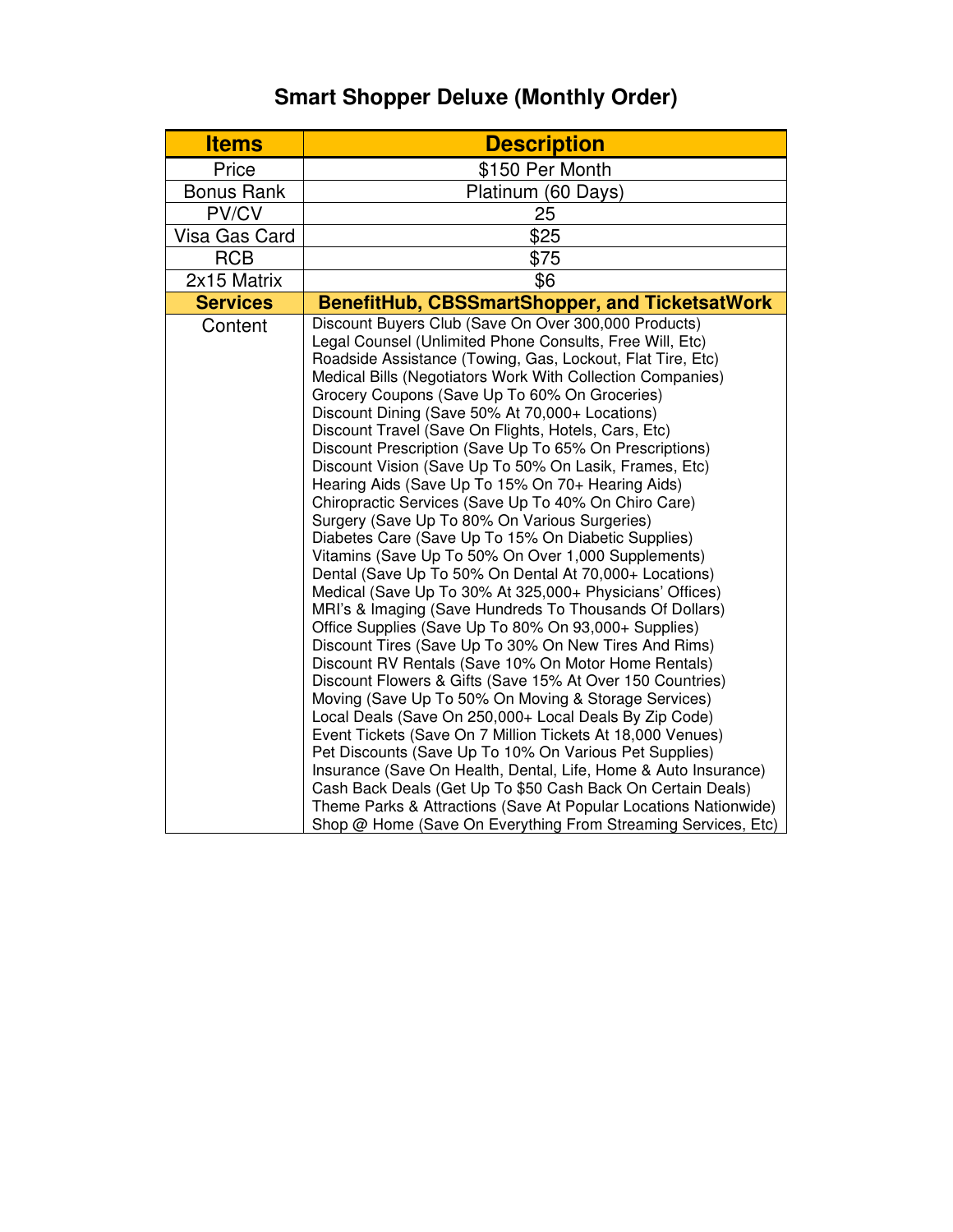# Smart Shopper Deluxe (Monthly Order)

| Items | Description |
| --- | --- |
| Price | $150 Per Month |
| Bonus Rank | Platinum (60 Days) |
| PV/CV | 25 |
| Visa Gas Card | $25 |
| RCB | $75 |
| 2x15 Matrix | $6 |
| **Services** | **BenefitHub, CBSSmartShopper, and TicketsatWork** |
| Content | Discount Buyers Club (Save On Over 300,000 Products)<br>Legal Counsel (Unlimited Phone Consults, Free Will, Etc)<br>Roadside Assistance (Towing, Gas, Lockout, Flat Tire, Etc)<br>Medical Bills (Negotiators Work With Collection Companies)<br>Grocery Coupons (Save Up To 60% On Groceries)<br>Discount Dining (Save 50% At 70,000+ Locations)<br>Discount Travel (Save On Flights, Hotels, Cars, Etc)<br>Discount Prescription (Save Up To 65% On Prescriptions)<br>Discount Vision (Save Up To 50% On Lasik, Frames, Etc)<br>Hearing Aids (Save Up To 15% On 70+ Hearing Aids)<br>Chiropractic Services (Save Up To 40% On Chiro Care)<br>Surgery (Save Up To 80% On Various Surgeries)<br>Diabetes Care (Save Up To 15% On Diabetic Supplies)<br>Vitamins (Save Up To 50% On Over 1,000 Supplements)<br>Dental (Save Up To 50% On Dental At 70,000+ Locations)<br>Medical (Save Up To 30% At 325,000+ Physicians' Offices)<br>MRI's & Imaging (Save Hundreds To Thousands Of Dollars)<br>Office Supplies (Save Up To 80% On 93,000+ Supplies)<br>Discount Tires (Save Up To 30% On New Tires And Rims)<br>Discount RV Rentals (Save 10% On Motor Home Rentals)<br>Discount Flowers & Gifts (Save 15% At Over 150 Countries)<br>Moving (Save Up To 50% On Moving & Storage Services)<br>Local Deals (Save On 250,000+ Local Deals By Zip Code)<br>Event Tickets (Save On 7 Million Tickets At 18,000 Venues)<br>Pet Discounts (Save Up To 10% On Various Pet Supplies)<br>Insurance (Save On Health, Dental, Life, Home & Auto Insurance)<br>Cash Back Deals (Get Up To $50 Cash Back On Certain Deals)<br>Theme Parks & Attractions (Save At Popular Locations Nationwide)<br>Shop @ Home (Save On Everything From Streaming Services, Etc) |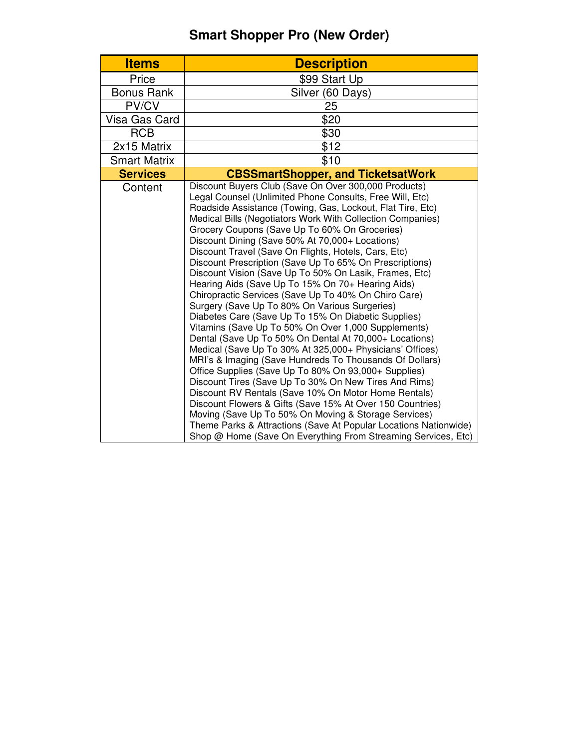# Smart Shopper Pro (New Order)

| Items | Description |
|---|---|
| Price | $99 Start Up |
| Bonus Rank | Silver (60 Days) |
| PV/CV | 25 |
| Visa Gas Card | $20 |
| RCB | $30 |
| 2x15 Matrix | $12 |
| Smart Matrix | $10 |
| **Services** | **CBSSmartShopper, and TicketsatWork** |
| Content | Discount Buyers Club (Save On Over 300,000 Products)<br>Legal Counsel (Unlimited Phone Consults, Free Will, Etc)<br>Roadside Assistance (Towing, Gas, Lockout, Flat Tire, Etc)<br>Medical Bills (Negotiators Work With Collection Companies)<br>Grocery Coupons (Save Up To 60% On Groceries)<br>Discount Dining (Save 50% At 70,000+ Locations)<br>Discount Travel (Save On Flights, Hotels, Cars, Etc)<br>Discount Prescription (Save Up To 65% On Prescriptions)<br>Discount Vision (Save Up To 50% On Lasik, Frames, Etc)<br>Hearing Aids (Save Up To 15% On 70+ Hearing Aids)<br>Chiropractic Services (Save Up To 40% On Chiro Care)<br>Surgery (Save Up To 80% On Various Surgeries)<br>Diabetes Care (Save Up To 15% On Diabetic Supplies)<br>Vitamins (Save Up To 50% On Over 1,000 Supplements)<br>Dental (Save Up To 50% On Dental At 70,000+ Locations)<br>Medical (Save Up To 30% At 325,000+ Physicians' Offices)<br>MRI's & Imaging (Save Hundreds To Thousands Of Dollars)<br>Office Supplies (Save Up To 80% On 93,000+ Supplies)<br>Discount Tires (Save Up To 30% On New Tires And Rims)<br>Discount RV Rentals (Save 10% On Motor Home Rentals)<br>Discount Flowers & Gifts (Save 15% At Over 150 Countries)<br>Moving (Save Up To 50% On Moving & Storage Services)<br>Theme Parks & Attractions (Save At Popular Locations Nationwide)<br>Shop @ Home (Save On Everything From Streaming Services, Etc) |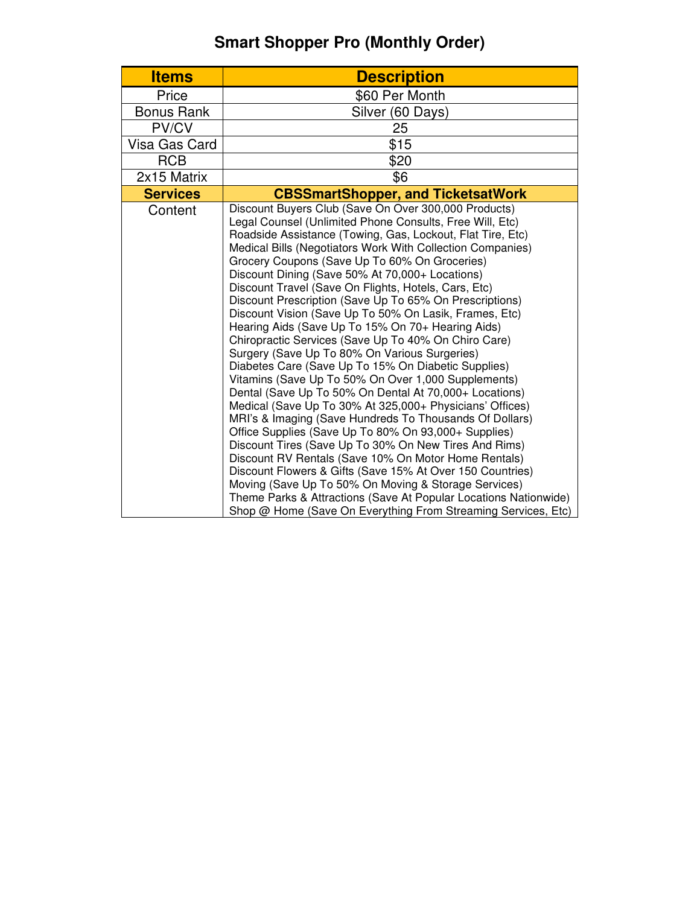# Smart Shopper Pro (Monthly Order)

| Items | Description |
| --- | --- |
| Price | $60 Per Month |
| Bonus Rank | Silver (60 Days) |
| PV/CV | 25 |
| Visa Gas Card | $15 |
| RCB | $20 |
| 2x15 Matrix | $6 |
| **Services** | **CBSSmartShopper, and TicketsatWork** |
| Content | Discount Buyers Club (Save On Over 300,000 Products)<br>Legal Counsel (Unlimited Phone Consults, Free Will, Etc)<br>Roadside Assistance (Towing, Gas, Lockout, Flat Tire, Etc)<br>Medical Bills (Negotiators Work With Collection Companies)<br>Grocery Coupons (Save Up To 60% On Groceries)<br>Discount Dining (Save 50% At 70,000+ Locations)<br>Discount Travel (Save On Flights, Hotels, Cars, Etc)<br>Discount Prescription (Save Up To 65% On Prescriptions)<br>Discount Vision (Save Up To 50% On Lasik, Frames, Etc)<br>Hearing Aids (Save Up To 15% On 70+ Hearing Aids)<br>Chiropractic Services (Save Up To 40% On Chiro Care)<br>Surgery (Save Up To 80% On Various Surgeries)<br>Diabetes Care (Save Up To 15% On Diabetic Supplies)<br>Vitamins (Save Up To 50% On Over 1,000 Supplements)<br>Dental (Save Up To 50% On Dental At 70,000+ Locations)<br>Medical (Save Up To 30% At 325,000+ Physicians' Offices)<br>MRI's & Imaging (Save Hundreds To Thousands Of Dollars)<br>Office Supplies (Save Up To 80% On 93,000+ Supplies)<br>Discount Tires (Save Up To 30% On New Tires And Rims)<br>Discount RV Rentals (Save 10% On Motor Home Rentals)<br>Discount Flowers & Gifts (Save 15% At Over 150 Countries)<br>Moving (Save Up To 50% On Moving & Storage Services)<br>Theme Parks & Attractions (Save At Popular Locations Nationwide)<br>Shop @ Home (Save On Everything From Streaming Services, Etc) |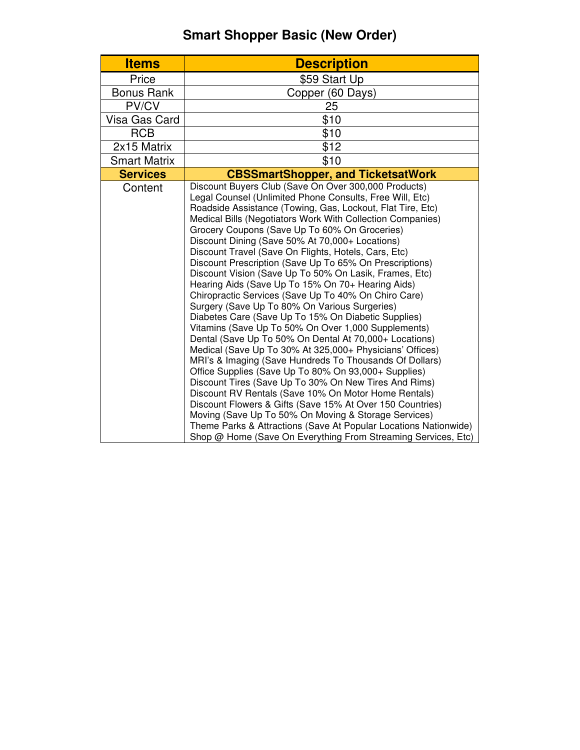# Smart Shopper Basic (New Order)

| Items | Description |
|---|---|
| Price | $59 Start Up |
| Bonus Rank | Copper (60 Days) |
| PV/CV | 25 |
| Visa Gas Card | $10 |
| RCB | $10 |
| 2x15 Matrix | $12 |
| Smart Matrix | $10 |
| **Services** | **CBSSmartShopper, and TicketsatWork** |
| Content | Discount Buyers Club (Save On Over 300,000 Products)<br>Legal Counsel (Unlimited Phone Consults, Free Will, Etc)<br>Roadside Assistance (Towing, Gas, Lockout, Flat Tire, Etc)<br>Medical Bills (Negotiators Work With Collection Companies)<br>Grocery Coupons (Save Up To 60% On Groceries)<br>Discount Dining (Save 50% At 70,000+ Locations)<br>Discount Travel (Save On Flights, Hotels, Cars, Etc)<br>Discount Prescription (Save Up To 65% On Prescriptions)<br>Discount Vision (Save Up To 50% On Lasik, Frames, Etc)<br>Hearing Aids (Save Up To 15% On 70+ Hearing Aids)<br>Chiropractic Services (Save Up To 40% On Chiro Care)<br>Surgery (Save Up To 80% On Various Surgeries)<br>Diabetes Care (Save Up To 15% On Diabetic Supplies)<br>Vitamins (Save Up To 50% On Over 1,000 Supplements)<br>Dental (Save Up To 50% On Dental At 70,000+ Locations)<br>Medical (Save Up To 30% At 325,000+ Physicians' Offices)<br>MRI's & Imaging (Save Hundreds To Thousands Of Dollars)<br>Office Supplies (Save Up To 80% On 93,000+ Supplies)<br>Discount Tires (Save Up To 30% On New Tires And Rims)<br>Discount RV Rentals (Save 10% On Motor Home Rentals)<br>Discount Flowers & Gifts (Save 15% At Over 150 Countries)<br>Moving (Save Up To 50% On Moving & Storage Services)<br>Theme Parks & Attractions (Save At Popular Locations Nationwide)<br>Shop @ Home (Save On Everything From Streaming Services, Etc) |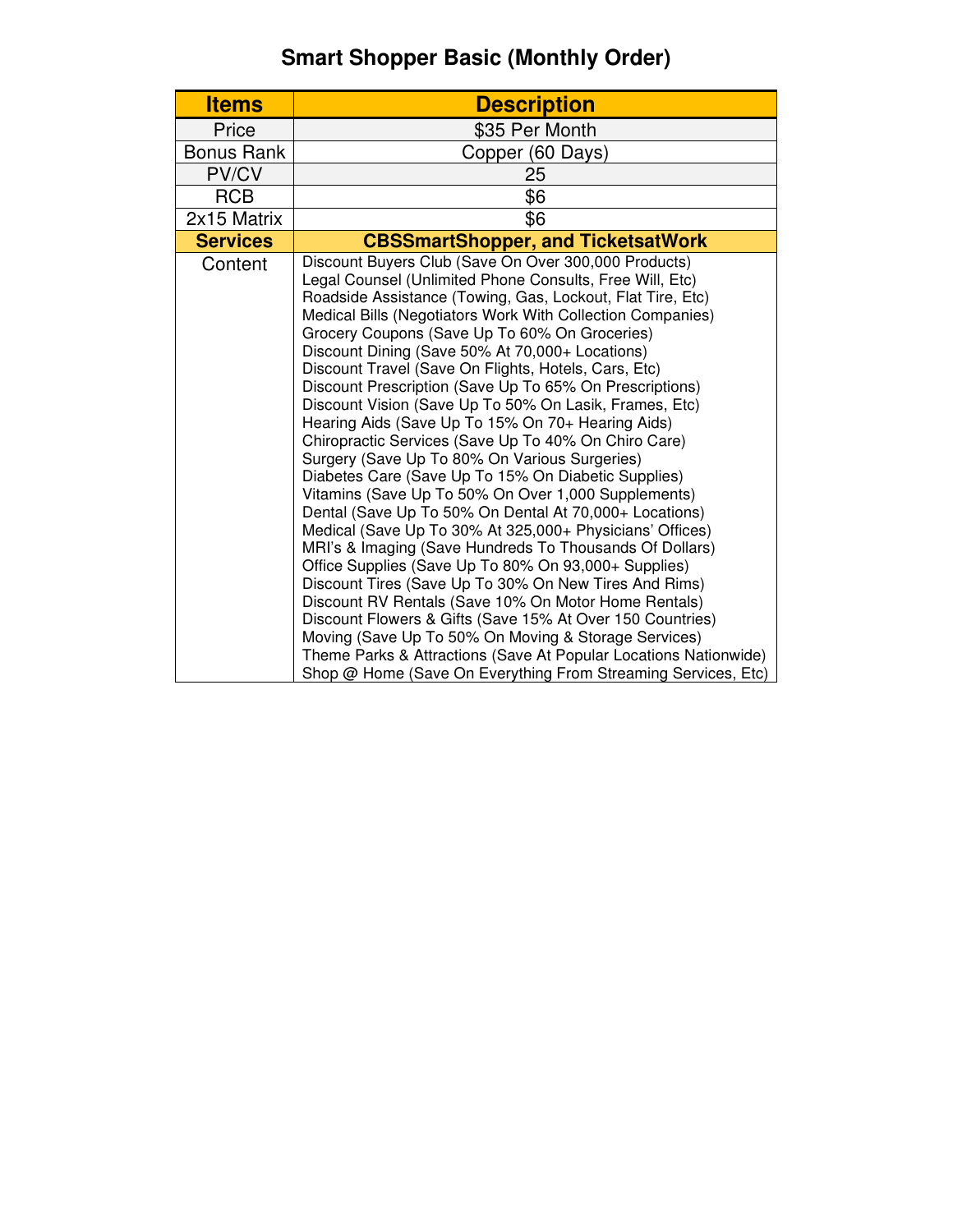# Smart Shopper Basic (Monthly Order)

| Items | Description |
|---|---|
| Price | $35 Per Month |
| Bonus Rank | Copper (60 Days) |
| PV/CV | 25 |
| RCB | $6 |
| 2x15 Matrix | $6 |
| **Services** | **CBSSmartShopper, and TicketsatWork** |
| Content | Discount Buyers Club (Save On Over 300,000 Products)<br>Legal Counsel (Unlimited Phone Consults, Free Will, Etc)<br>Roadside Assistance (Towing, Gas, Lockout, Flat Tire, Etc)<br>Medical Bills (Negotiators Work With Collection Companies)<br>Grocery Coupons (Save Up To 60% On Groceries)<br>Discount Dining (Save 50% At 70,000+ Locations)<br>Discount Travel (Save On Flights, Hotels, Cars, Etc)<br>Discount Prescription (Save Up To 65% On Prescriptions)<br>Discount Vision (Save Up To 50% On Lasik, Frames, Etc)<br>Hearing Aids (Save Up To 15% On 70+ Hearing Aids)<br>Chiropractic Services (Save Up To 40% On Chiro Care)<br>Surgery (Save Up To 80% On Various Surgeries)<br>Diabetes Care (Save Up To 15% On Diabetic Supplies)<br>Vitamins (Save Up To 50% On Over 1,000 Supplements)<br>Dental (Save Up To 50% On Dental At 70,000+ Locations)<br>Medical (Save Up To 30% At 325,000+ Physicians' Offices)<br>MRI's & Imaging (Save Hundreds To Thousands Of Dollars)<br>Office Supplies (Save Up To 80% On 93,000+ Supplies)<br>Discount Tires (Save Up To 30% On New Tires And Rims)<br>Discount RV Rentals (Save 10% On Motor Home Rentals)<br>Discount Flowers & Gifts (Save 15% At Over 150 Countries)<br>Moving (Save Up To 50% On Moving & Storage Services)<br>Theme Parks & Attractions (Save At Popular Locations Nationwide)<br>Shop @ Home (Save On Everything From Streaming Services, Etc) |